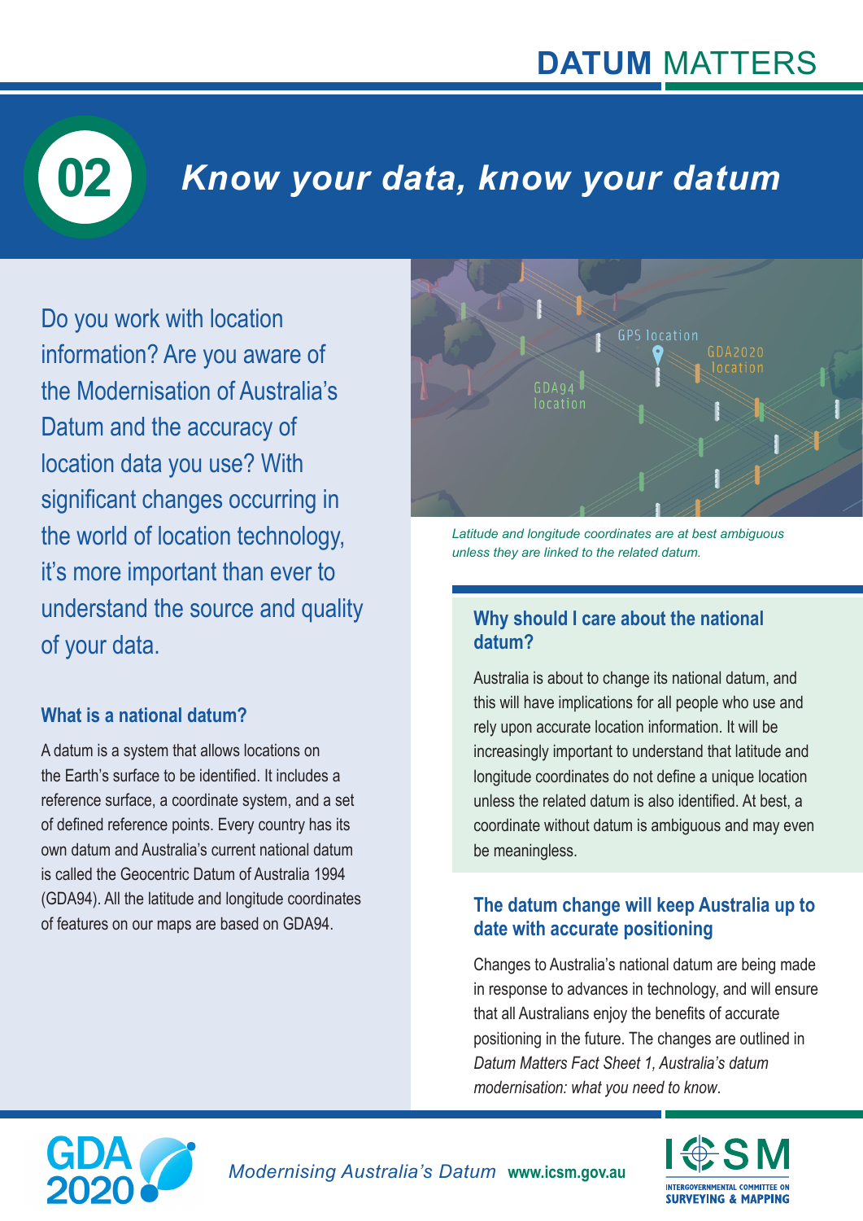# DATUM MATTERS

## 02 Know your data, know your datum

Do you work with location information? Are you aware of the Modernisation of Australia's Datum and the accuracy of location data you use? With significant changes occurring in the world of location technology, it's more important than ever to understand the source and quality of your data.

### What is a national datum?

A datum is a system that allows locations on the Earth's surface to be identified. It includes a reference surface, a coordinate system, and a set of defined reference points. Every country has its own datum and Australia's current national datum is called the Geocentric Datum of Australia 1994 (GDA94). All the latitude and longitude coordinates of features on our maps are based on GDA94.

GPS location

GDA2020 location

GDA94 location

*Latitude and longitude coordinates are at best ambiguous unless they are linked to the related datum.*

### Why should I care about the national datum?

Australia is about to change its national datum, and this will have implications for all people who use and rely upon accurate location information. It will be increasingly important to understand that latitude and longitude coordinates do not define a unique location unless the related datum is also identified. At best, a coordinate without datum is ambiguous and may even be meaningless.

### The datum change will keep Australia up to date with accurate positioning

Changes to Australia's national datum are being made in response to advances in technology, and will ensure that all Australians enjoy the benefits of accurate positioning in the future. The changes are outlined in *Datum Matters Fact Sheet 1, Australia's datum modernisation: what you need to know*.

GDA 2020 — *Modernising Australia's Datum* **www.icsm.gov.au** — ICSM Intergovernmental Committee on Surveying & Mapping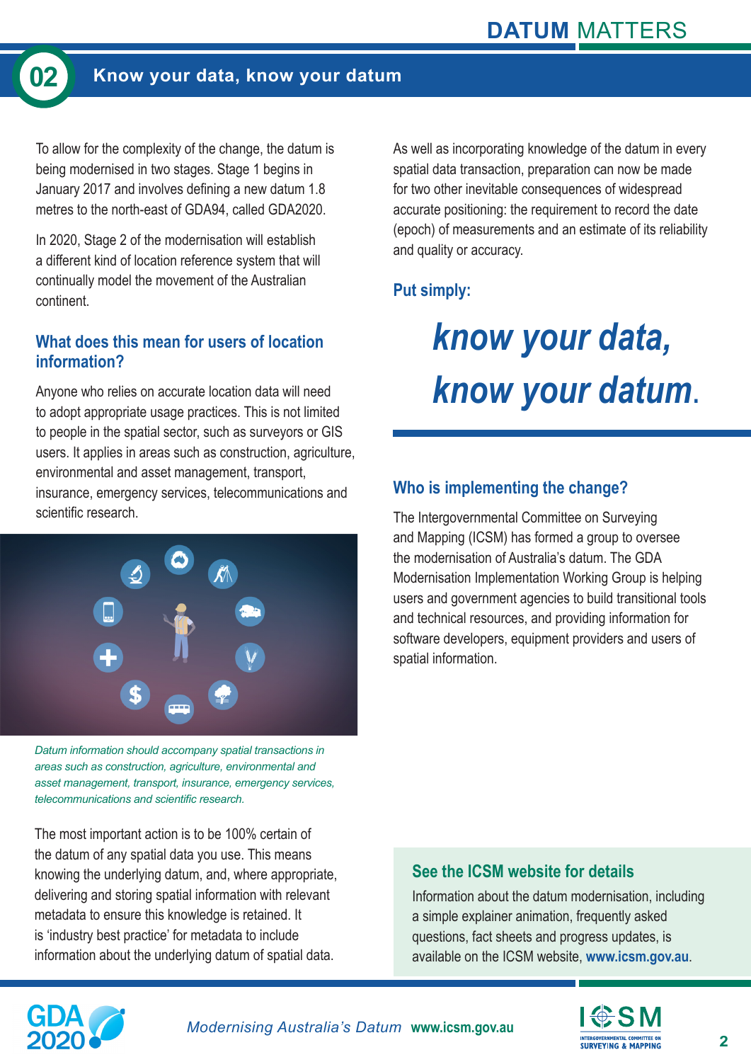## 02 Know your data, know your datum

To allow for the complexity of the change, the datum is being modernised in two stages. Stage 1 begins in January 2017 and involves defining a new datum 1.8 metres to the north-east of GDA94, called GDA2020.

In 2020, Stage 2 of the modernisation will establish a different kind of location reference system that will continually model the movement of the Australian continent.

### What does this mean for users of location information?

Anyone who relies on accurate location data will need to adopt appropriate usage practices. This is not limited to people in the spatial sector, such as surveyors or GIS users. It applies in areas such as construction, agriculture, environmental and asset management, transport, insurance, emergency services, telecommunications and scientific research.

*Datum information should accompany spatial transactions in areas such as construction, agriculture, environmental and asset management, transport, insurance, emergency services, telecommunications and scientific research.*

The most important action is to be 100% certain of the datum of any spatial data you use. This means knowing the underlying datum, and, where appropriate, delivering and storing spatial information with relevant metadata to ensure this knowledge is retained. It is 'industry best practice' for metadata to include information about the underlying datum of spatial data.

As well as incorporating knowledge of the datum in every spatial data transaction, preparation can now be made for two other inevitable consequences of widespread accurate positioning: the requirement to record the date (epoch) of measurements and an estimate of its reliability and quality or accuracy.

### Put simply:

***know your data, know your datum.***

### Who is implementing the change?

The Intergovernmental Committee on Surveying and Mapping (ICSM) has formed a group to oversee the modernisation of Australia's datum. The GDA Modernisation Implementation Working Group is helping users and government agencies to build transitional tools and technical resources, and providing information for software developers, equipment providers and users of spatial information.

### See the ICSM website for details

Information about the datum modernisation, including a simple explainer animation, frequently asked questions, fact sheets and progress updates, is available on the ICSM website, **www.icsm.gov.au**.